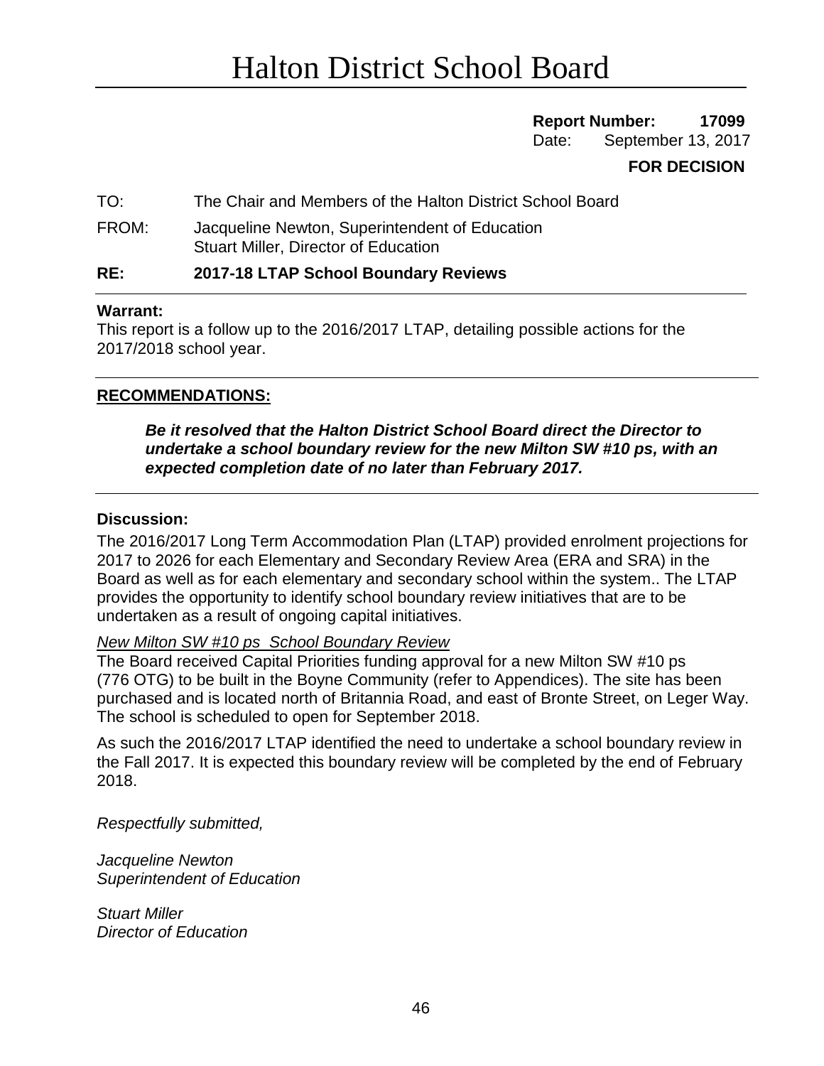# Halton District School Board

**Report Number: 17099**
Date: September 13, 2017

**FOR DECISION**

TO: The Chair and Members of the Halton District School Board

FROM: Jacqueline Newton, Superintendent of Education
Stuart Miller, Director of Education

**RE: 2017-18 LTAP School Boundary Reviews**

**Warrant:**
This report is a follow up to the 2016/2017 LTAP, detailing possible actions for the 2017/2018 school year.

**RECOMMENDATIONS:**

***Be it resolved that the Halton District School Board direct the Director to undertake a school boundary review for the new Milton SW #10 ps, with an expected completion date of no later than February 2017.***

**Discussion:**
The 2016/2017 Long Term Accommodation Plan (LTAP) provided enrolment projections for 2017 to 2026 for each Elementary and Secondary Review Area (ERA and SRA) in the Board as well as for each elementary and secondary school within the system.. The LTAP provides the opportunity to identify school boundary review initiatives that are to be undertaken as a result of ongoing capital initiatives.

*New Milton SW #10 ps School Boundary Review*
The Board received Capital Priorities funding approval for a new Milton SW #10 ps (776 OTG) to be built in the Boyne Community (refer to Appendices). The site has been purchased and is located north of Britannia Road, and east of Bronte Street, on Leger Way. The school is scheduled to open for September 2018.

As such the 2016/2017 LTAP identified the need to undertake a school boundary review in the Fall 2017. It is expected this boundary review will be completed by the end of February 2018.

*Respectfully submitted,*

*Jacqueline Newton*
*Superintendent of Education*

*Stuart Miller*
*Director of Education*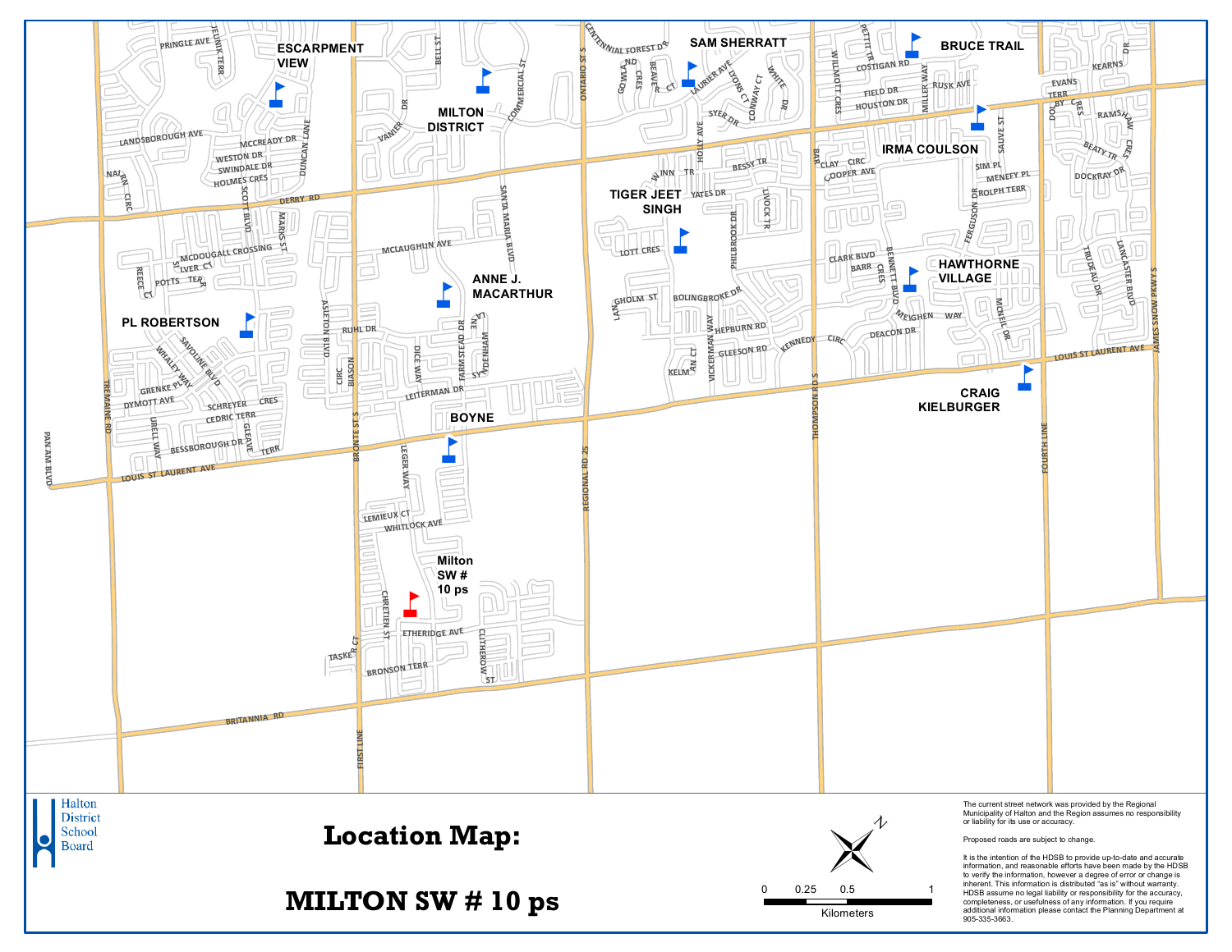# Location Map:

# MILTON SW # 10 ps

Halton District School Board

ESCARPMENT VIEW

MILTON DISTRICT

SAM SHERRATT

BRUCE TRAIL

IRMA COULSON

TIGER JEET SINGH

ANNE J. MACARTHUR

HAWTHORNE VILLAGE

PL ROBERTSON

CRAIG KIELBURGER

BOYNE

Milton SW # 10 ps

0 0.25 0.5 1

Kilometers

The current street network was provided by the Regional Municipality of Halton and the Region assumes no responsibility or liability for its use or accuracy.

Proposed roads are subject to change.

It is the intention of the HDSB to provide up-to-date and accurate information, and reasonable efforts have been made by the HDSB to verify the information. However a degree of error or change is inherent. This information is distributed "as is" without warranty. HDSB assume no legal liability or responsibility for the accuracy, completeness, or usefulness of any information. If you require additional information please contact the Planning Department at 905-335-3663.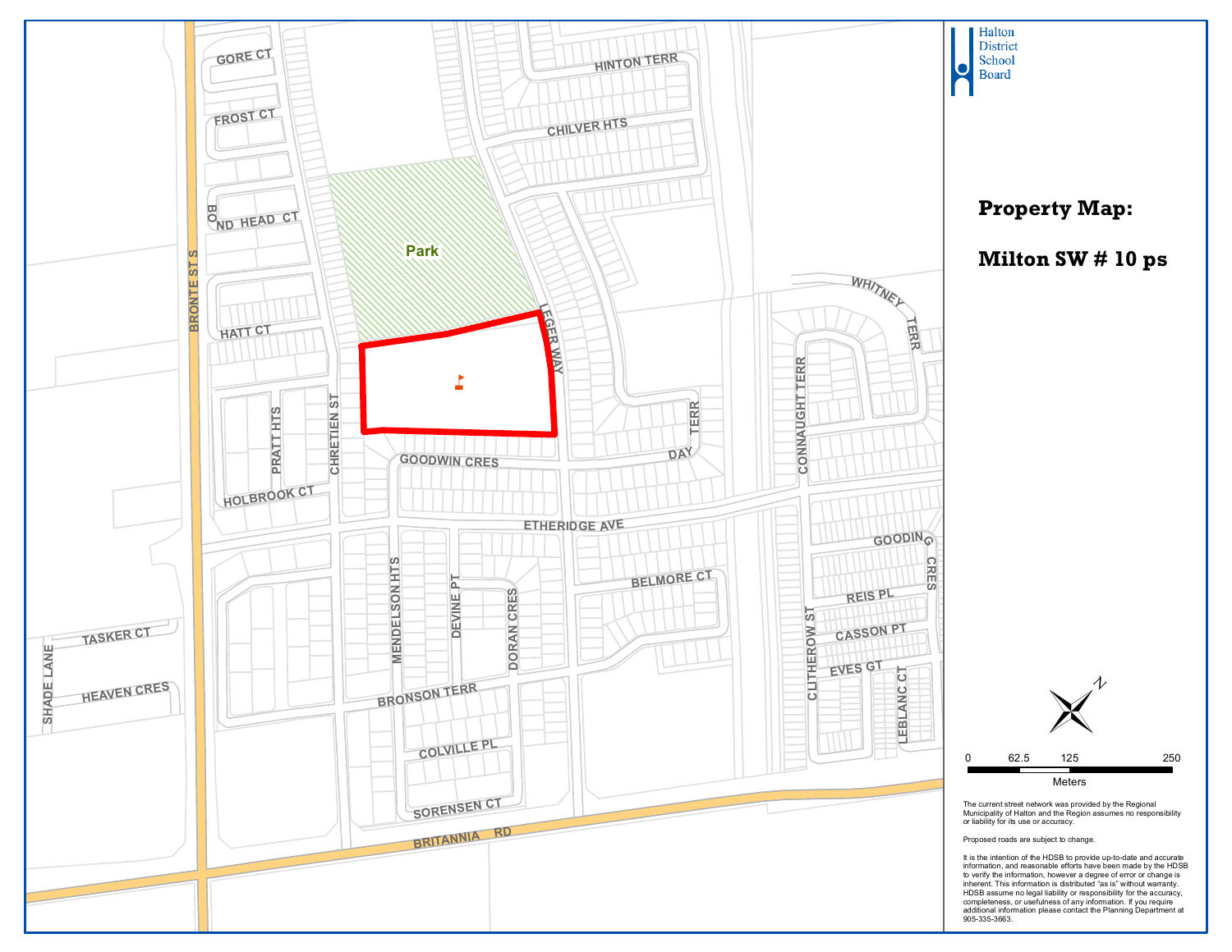Halton District School Board

# Property Map:

# Milton SW # 10 ps

GORE CT
FROST CT
BOND HEAD CT
HATT CT
PRATT HTS
HOLBROOK CT
CHRETIEN ST
BRONTE ST S
Park
HINTON TERR
CHILVER HTS
LEGER WAY
DAY TERR
WHITNEY TERR
CONNAUGHT TERR
GOODWIN CRES
ETHERIDGE AVE
GOODING CRES
REIS PL
CASSON PT
EVES CT
LEBLANC CT
CLITHEROW ST
BELMORE CT
MENDELSON HTS
DEVINE PT
DORAN CRES
BRONSON TERR
COLVILLE PL
SORENSEN CT
BRITANNIA RD
TASKER CT
HEAVEN CRES
SHADE LANE

N

0 62.5 125 250
Meters

The current street network was provided by the Regional Municipality of Halton and the Region assumes no responsibility or liability for its use or accuracy.

Proposed roads are subject to change.

It is the intention of the HDSB to provide up-to-date and accurate information, and reasonable efforts have been made by the HDSB to verify the information, however a degree of error or change is inherent. This information is distributed "as is" without warranty. HDSB assume no legal liability or responsibility for the accuracy, completeness, or usefulness of any information. If you require additional information please contact the Planning Department at 905-335-3663.